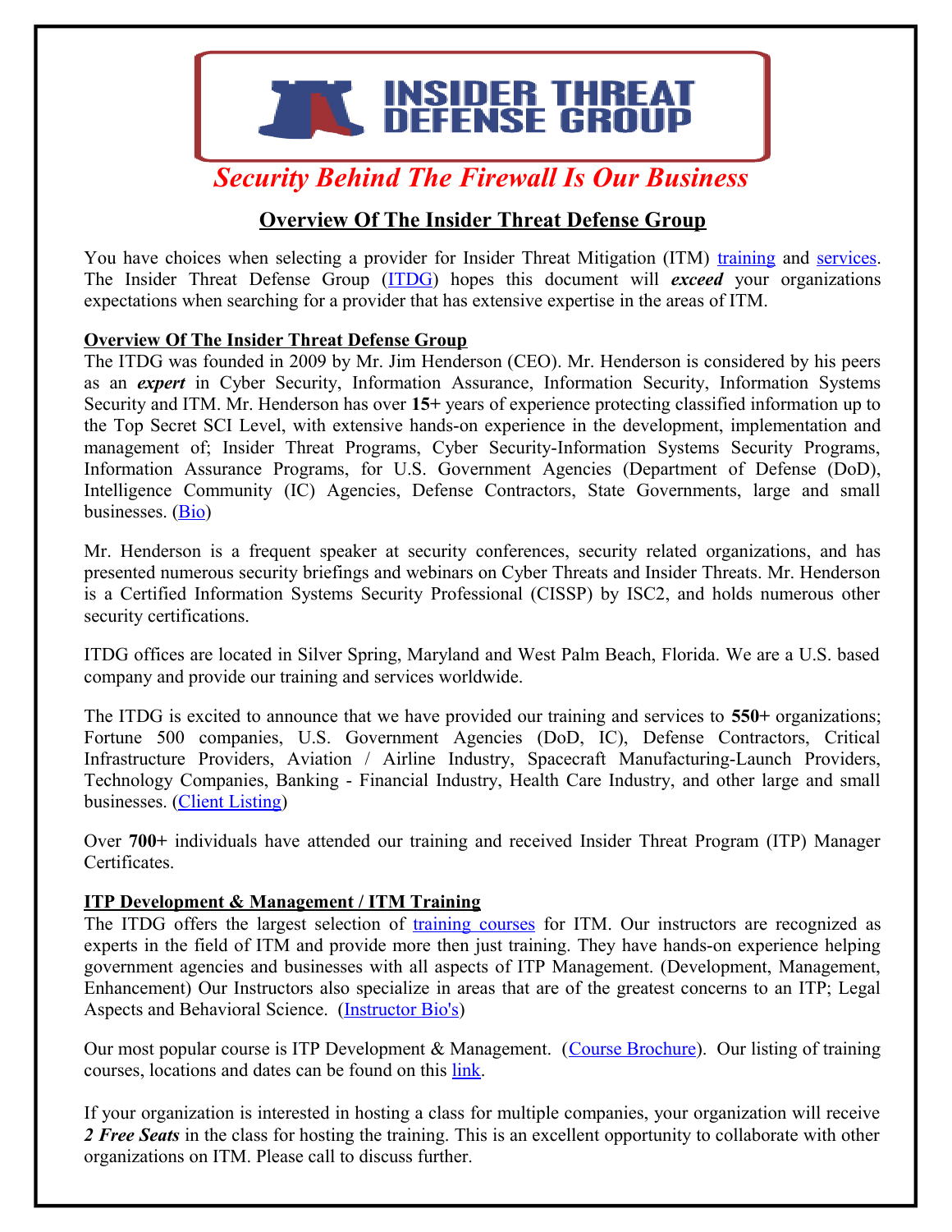# INSIDER THREAT DEFENSE GROUP

***Security Behind The Firewall Is Our Business***

## Overview Of The Insider Threat Defense Group

You have choices when selecting a provider for Insider Threat Mitigation (ITM) training and services. The Insider Threat Defense Group (ITDG) hopes this document will ***exceed*** your organizations expectations when searching for a provider that has extensive expertise in the areas of ITM.

### Overview Of The Insider Threat Defense Group

The ITDG was founded in 2009 by Mr. Jim Henderson (CEO). Mr. Henderson is considered by his peers as an ***expert*** in Cyber Security, Information Assurance, Information Security, Information Systems Security and ITM. Mr. Henderson has over **15+** years of experience protecting classified information up to the Top Secret SCI Level, with extensive hands-on experience in the development, implementation and management of; Insider Threat Programs, Cyber Security-Information Systems Security Programs, Information Assurance Programs, for U.S. Government Agencies (Department of Defense (DoD), Intelligence Community (IC) Agencies, Defense Contractors, State Governments, large and small businesses. (Bio)

Mr. Henderson is a frequent speaker at security conferences, security related organizations, and has presented numerous security briefings and webinars on Cyber Threats and Insider Threats. Mr. Henderson is a Certified Information Systems Security Professional (CISSP) by ISC2, and holds numerous other security certifications.

ITDG offices are located in Silver Spring, Maryland and West Palm Beach, Florida. We are a U.S. based company and provide our training and services worldwide.

The ITDG is excited to announce that we have provided our training and services to **550+** organizations; Fortune 500 companies, U.S. Government Agencies (DoD, IC), Defense Contractors, Critical Infrastructure Providers, Aviation / Airline Industry, Spacecraft Manufacturing-Launch Providers, Technology Companies, Banking - Financial Industry, Health Care Industry, and other large and small businesses. (Client Listing)

Over **700+** individuals have attended our training and received Insider Threat Program (ITP) Manager Certificates.

### ITP Development & Management / ITM Training

The ITDG offers the largest selection of training courses for ITM. Our instructors are recognized as experts in the field of ITM and provide more then just training. They have hands-on experience helping government agencies and businesses with all aspects of ITP Management. (Development, Management, Enhancement) Our Instructors also specialize in areas that are of the greatest concerns to an ITP; Legal Aspects and Behavioral Science. (Instructor Bio's)

Our most popular course is ITP Development & Management. (Course Brochure). Our listing of training courses, locations and dates can be found on this link.

If your organization is interested in hosting a class for multiple companies, your organization will receive ***2 Free Seats*** in the class for hosting the training. This is an excellent opportunity to collaborate with other organizations on ITM. Please call to discuss further.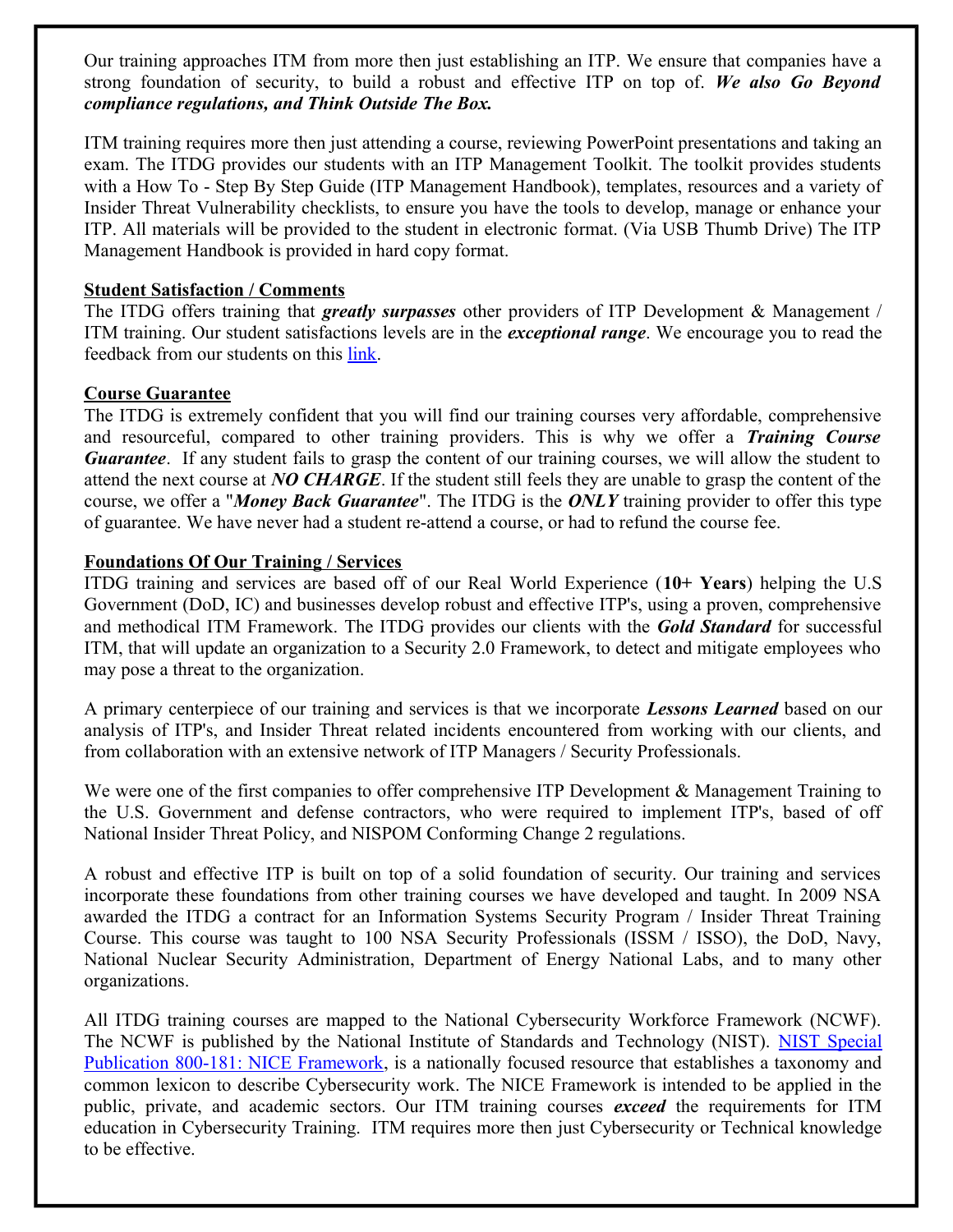Our training approaches ITM from more then just establishing an ITP. We ensure that companies have a strong foundation of security, to build a robust and effective ITP on top of. ***We also Go Beyond compliance regulations, and Think Outside The Box.***

ITM training requires more then just attending a course, reviewing PowerPoint presentations and taking an exam. The ITDG provides our students with an ITP Management Toolkit. The toolkit provides students with a How To - Step By Step Guide (ITP Management Handbook), templates, resources and a variety of Insider Threat Vulnerability checklists, to ensure you have the tools to develop, manage or enhance your ITP. All materials will be provided to the student in electronic format. (Via USB Thumb Drive) The ITP Management Handbook is provided in hard copy format.

**Student Satisfaction / Comments**

The ITDG offers training that ***greatly surpasses*** other providers of ITP Development & Management / ITM training. Our student satisfactions levels are in the ***exceptional range***. We encourage you to read the feedback from our students on this link.

**Course Guarantee**

The ITDG is extremely confident that you will find our training courses very affordable, comprehensive and resourceful, compared to other training providers. This is why we offer a ***Training Course Guarantee***. If any student fails to grasp the content of our training courses, we will allow the student to attend the next course at ***NO CHARGE***. If the student still feels they are unable to grasp the content of the course, we offer a "***Money Back Guarantee***". The ITDG is the ***ONLY*** training provider to offer this type of guarantee. We have never had a student re-attend a course, or had to refund the course fee.

**Foundations Of Our Training / Services**

ITDG training and services are based off of our Real World Experience (**10+ Years**) helping the U.S Government (DoD, IC) and businesses develop robust and effective ITP's, using a proven, comprehensive and methodical ITM Framework. The ITDG provides our clients with the ***Gold Standard*** for successful ITM, that will update an organization to a Security 2.0 Framework, to detect and mitigate employees who may pose a threat to the organization.

A primary centerpiece of our training and services is that we incorporate ***Lessons Learned*** based on our analysis of ITP's, and Insider Threat related incidents encountered from working with our clients, and from collaboration with an extensive network of ITP Managers / Security Professionals.

We were one of the first companies to offer comprehensive ITP Development & Management Training to the U.S. Government and defense contractors, who were required to implement ITP's, based of off National Insider Threat Policy, and NISPOM Conforming Change 2 regulations.

A robust and effective ITP is built on top of a solid foundation of security. Our training and services incorporate these foundations from other training courses we have developed and taught. In 2009 NSA awarded the ITDG a contract for an Information Systems Security Program / Insider Threat Training Course. This course was taught to 100 NSA Security Professionals (ISSM / ISSO), the DoD, Navy, National Nuclear Security Administration, Department of Energy National Labs, and to many other organizations.

All ITDG training courses are mapped to the National Cybersecurity Workforce Framework (NCWF). The NCWF is published by the National Institute of Standards and Technology (NIST). NIST Special Publication 800-181: NICE Framework, is a nationally focused resource that establishes a taxonomy and common lexicon to describe Cybersecurity work. The NICE Framework is intended to be applied in the public, private, and academic sectors. Our ITM training courses ***exceed*** the requirements for ITM education in Cybersecurity Training. ITM requires more then just Cybersecurity or Technical knowledge to be effective.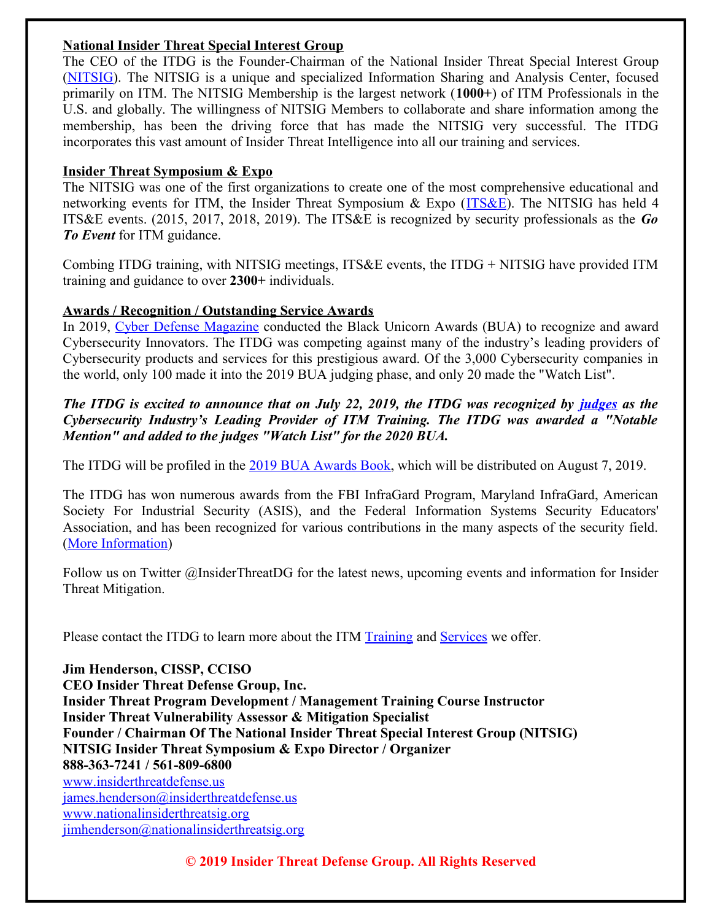## National Insider Threat Special Interest Group

The CEO of the ITDG is the Founder-Chairman of the National Insider Threat Special Interest Group (NITSIG). The NITSIG is a unique and specialized Information Sharing and Analysis Center, focused primarily on ITM. The NITSIG Membership is the largest network (**1000+**) of ITM Professionals in the U.S. and globally. The willingness of NITSIG Members to collaborate and share information among the membership, has been the driving force that has made the NITSIG very successful. The ITDG incorporates this vast amount of Insider Threat Intelligence into all our training and services.

## Insider Threat Symposium & Expo

The NITSIG was one of the first organizations to create one of the most comprehensive educational and networking events for ITM, the Insider Threat Symposium & Expo (ITS&E). The NITSIG has held 4 ITS&E events. (2015, 2017, 2018, 2019). The ITS&E is recognized by security professionals as the ***Go To Event*** for ITM guidance.

Combing ITDG training, with NITSIG meetings, ITS&E events, the ITDG + NITSIG have provided ITM training and guidance to over **2300+** individuals.

## Awards / Recognition / Outstanding Service Awards

In 2019, Cyber Defense Magazine conducted the Black Unicorn Awards (BUA) to recognize and award Cybersecurity Innovators. The ITDG was competing against many of the industry's leading providers of Cybersecurity products and services for this prestigious award. Of the 3,000 Cybersecurity companies in the world, only 100 made it into the 2019 BUA judging phase, and only 20 made the "Watch List".

***The ITDG is excited to announce that on July 22, 2019, the ITDG was recognized by judges as the Cybersecurity Industry's Leading Provider of ITM Training. The ITDG was awarded a "Notable Mention" and added to the judges "Watch List" for the 2020 BUA.***

The ITDG will be profiled in the 2019 BUA Awards Book, which will be distributed on August 7, 2019.

The ITDG has won numerous awards from the FBI InfraGard Program, Maryland InfraGard, American Society For Industrial Security (ASIS), and the Federal Information Systems Security Educators' Association, and has been recognized for various contributions in the many aspects of the security field. (More Information)

Follow us on Twitter @InsiderThreatDG for the latest news, upcoming events and information for Insider Threat Mitigation.

Please contact the ITDG to learn more about the ITM Training and Services we offer.

**Jim Henderson, CISSP, CCISO**
**CEO Insider Threat Defense Group, Inc.**
**Insider Threat Program Development / Management Training Course Instructor**
**Insider Threat Vulnerability Assessor & Mitigation Specialist**
**Founder / Chairman Of The National Insider Threat Special Interest Group (NITSIG)**
**NITSIG Insider Threat Symposium & Expo Director / Organizer**
**888-363-7241 / 561-809-6800**
www.insiderthreatdefense.us
james.henderson@insiderthreatdefense.us
www.nationalinsiderthreatsig.org
jimhenderson@nationalinsiderthreatsig.org

**© 2019 Insider Threat Defense Group. All Rights Reserved**